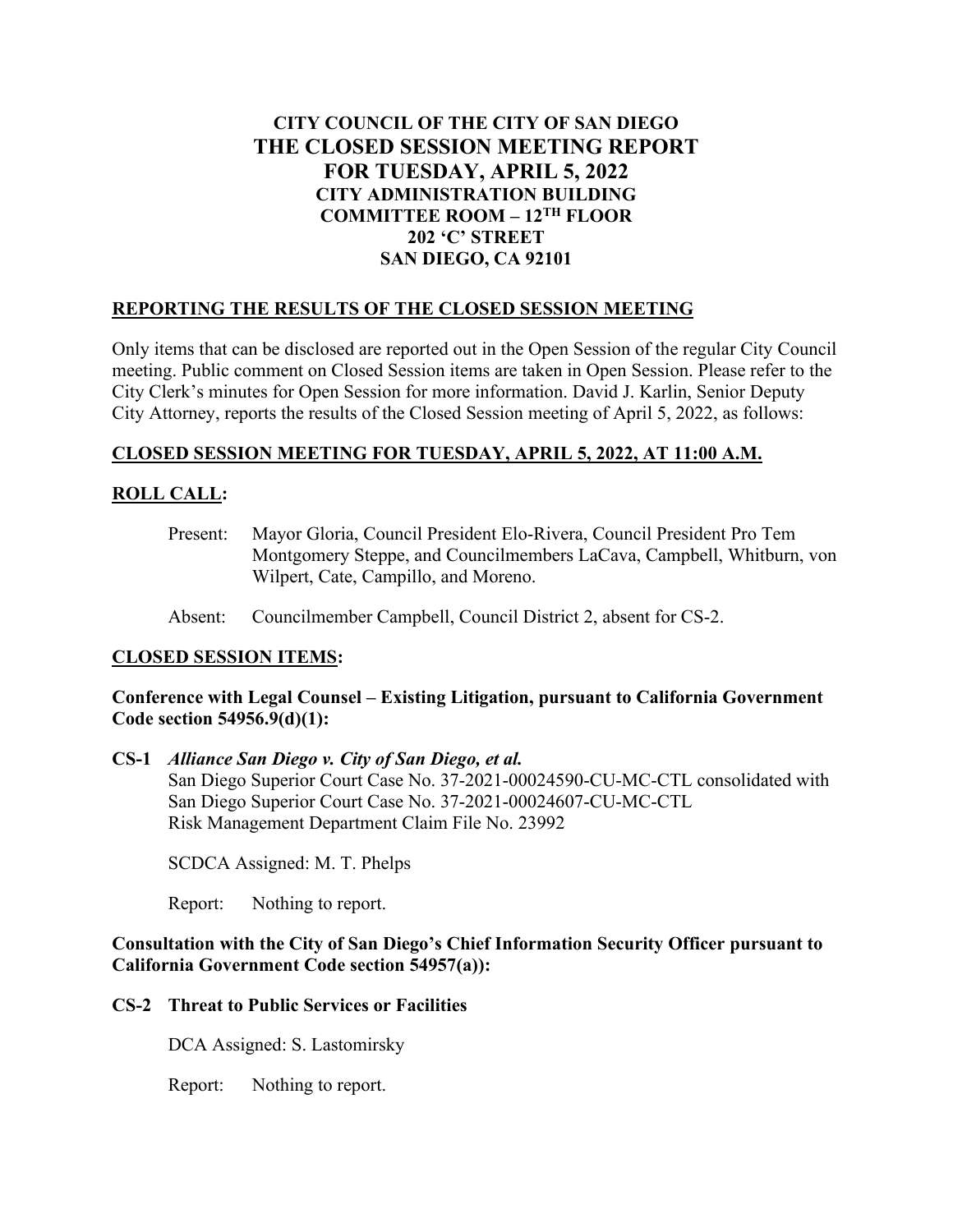# CITY COUNCIL OF THE CITY OF SAN DIEGO
# THE CLOSED SESSION MEETING REPORT
# FOR TUESDAY, APRIL 5, 2022

**CITY ADMINISTRATION BUILDING**
**COMMITTEE ROOM – 12TH FLOOR**
**202 'C' STREET**
**SAN DIEGO, CA 92101**

## REPORTING THE RESULTS OF THE CLOSED SESSION MEETING

Only items that can be disclosed are reported out in the Open Session of the regular City Council meeting. Public comment on Closed Session items are taken in Open Session. Please refer to the City Clerk's minutes for Open Session for more information. David J. Karlin, Senior Deputy City Attorney, reports the results of the Closed Session meeting of April 5, 2022, as follows:

## CLOSED SESSION MEETING FOR TUESDAY, APRIL 5, 2022, AT 11:00 A.M.

## ROLL CALL:

Present: Mayor Gloria, Council President Elo-Rivera, Council President Pro Tem Montgomery Steppe, and Councilmembers LaCava, Campbell, Whitburn, von Wilpert, Cate, Campillo, and Moreno.

Absent: Councilmember Campbell, Council District 2, absent for CS-2.

## CLOSED SESSION ITEMS:

**Conference with Legal Counsel – Existing Litigation, pursuant to California Government Code section 54956.9(d)(1):**

**CS-1** ***Alliance San Diego v. City of San Diego, et al.***
San Diego Superior Court Case No. 37-2021-00024590-CU-MC-CTL consolidated with San Diego Superior Court Case No. 37-2021-00024607-CU-MC-CTL
Risk Management Department Claim File No. 23992

SCDCA Assigned: M. T. Phelps

Report: Nothing to report.

**Consultation with the City of San Diego's Chief Information Security Officer pursuant to California Government Code section 54957(a)):**

**CS-2 Threat to Public Services or Facilities**

DCA Assigned: S. Lastomirsky

Report: Nothing to report.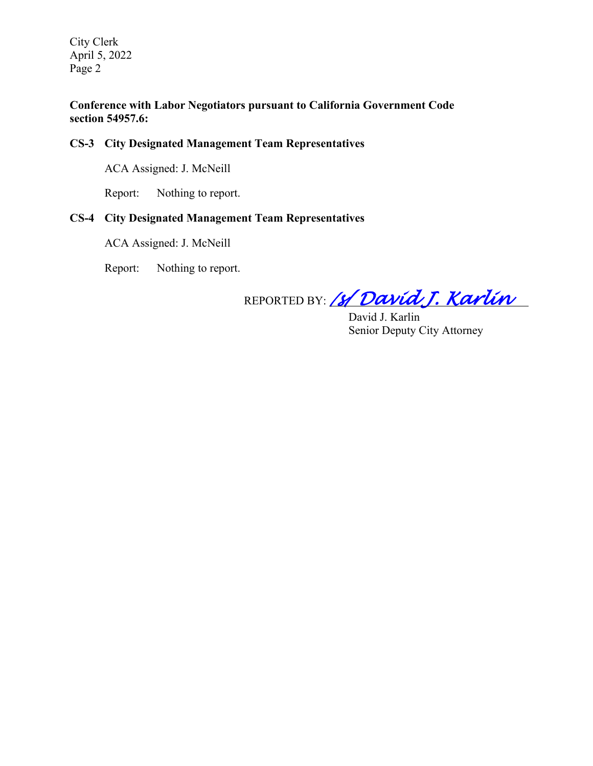City Clerk
April 5, 2022
Page 2

**Conference with Labor Negotiators pursuant to California Government Code section 54957.6:**

**CS-3 City Designated Management Team Representatives**

ACA Assigned: J. McNeill

Report: Nothing to report.

**CS-4 City Designated Management Team Representatives**

ACA Assigned: J. McNeill

Report: Nothing to report.

REPORTED BY: /s/ David J. Karlin
David J. Karlin
Senior Deputy City Attorney